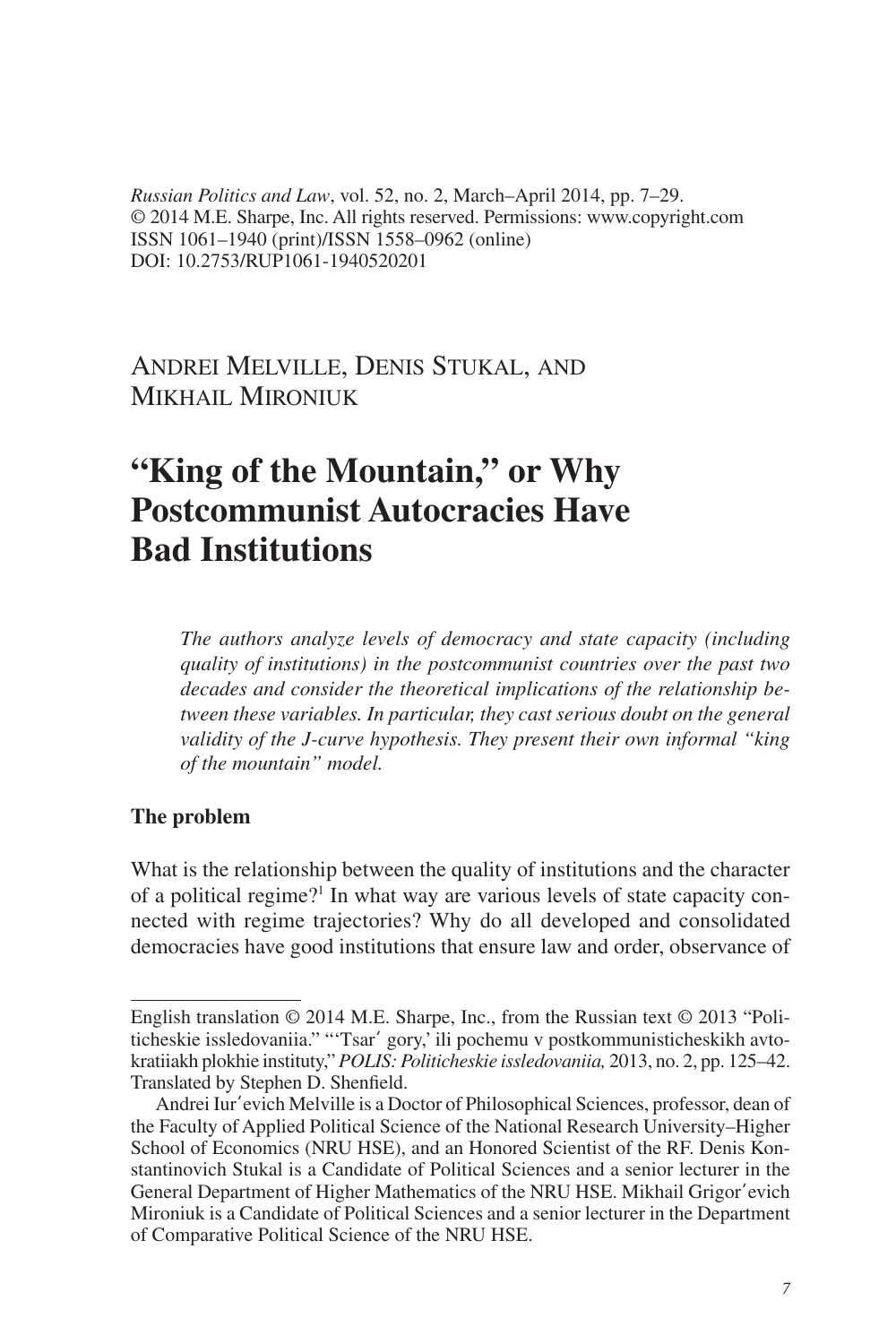*Russian Politics and Law*, vol. 52, no. 2, March–April 2014, pp. 7–29.
© 2014 M.E. Sharpe, Inc. All rights reserved. Permissions: www.copyright.com
ISSN 1061–1940 (print)/ISSN 1558–0962 (online)
DOI: 10.2753/RUP1061-1940520201

Andrei Melville, Denis Stukal, and Mikhail Mironiuk

# "King of the Mountain," or Why Postcommunist Autocracies Have Bad Institutions

*The authors analyze levels of democracy and state capacity (including quality of institutions) in the postcommunist countries over the past two decades and consider the theoretical implications of the relationship between these variables. In particular, they cast serious doubt on the general validity of the J-curve hypothesis. They present their own informal "king of the mountain" model.*

**The problem**

What is the relationship between the quality of institutions and the character of a political regime?[1] In what way are various levels of state capacity connected with regime trajectories? Why do all developed and consolidated democracies have good institutions that ensure law and order, observance of

---

English translation © 2014 M.E. Sharpe, Inc., from the Russian text © 2013 "Politicheskie issledovaniia." "'Tsar′ gory,' ili pochemu v postkommunisticheskikh avtokratiiakh plokhie instituty," *POLIS: Politicheskie issledovaniia,* 2013, no. 2, pp. 125–42. Translated by Stephen D. Shenfield.

Andrei Iur′evich Melville is a Doctor of Philosophical Sciences, professor, dean of the Faculty of Applied Political Science of the National Research University–Higher School of Economics (NRU HSE), and an Honored Scientist of the RF. Denis Konstantinovich Stukal is a Candidate of Political Sciences and a senior lecturer in the General Department of Higher Mathematics of the NRU HSE. Mikhail Grigor′evich Mironiuk is a Candidate of Political Sciences and a senior lecturer in the Department of Comparative Political Science of the NRU HSE.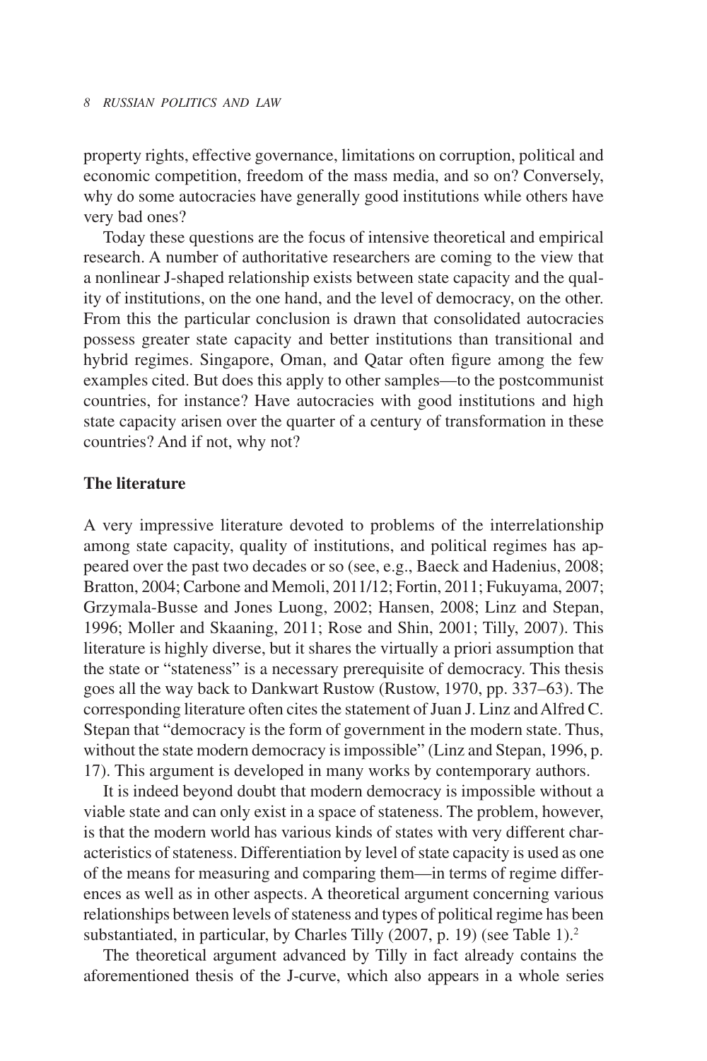property rights, effective governance, limitations on corruption, political and economic competition, freedom of the mass media, and so on? Conversely, why do some autocracies have generally good institutions while others have very bad ones?

Today these questions are the focus of intensive theoretical and empirical research. A number of authoritative researchers are coming to the view that a nonlinear J-shaped relationship exists between state capacity and the quality of institutions, on the one hand, and the level of democracy, on the other. From this the particular conclusion is drawn that consolidated autocracies possess greater state capacity and better institutions than transitional and hybrid regimes. Singapore, Oman, and Qatar often figure among the few examples cited. But does this apply to other samples—to the postcommunist countries, for instance? Have autocracies with good institutions and high state capacity arisen over the quarter of a century of transformation in these countries? And if not, why not?

## The literature

A very impressive literature devoted to problems of the interrelationship among state capacity, quality of institutions, and political regimes has appeared over the past two decades or so (see, e.g., Baeck and Hadenius, 2008; Bratton, 2004; Carbone and Memoli, 2011/12; Fortin, 2011; Fukuyama, 2007; Grzymala-Busse and Jones Luong, 2002; Hansen, 2008; Linz and Stepan, 1996; Moller and Skaaning, 2011; Rose and Shin, 2001; Tilly, 2007). This literature is highly diverse, but it shares the virtually a priori assumption that the state or "stateness" is a necessary prerequisite of democracy. This thesis goes all the way back to Dankwart Rustow (Rustow, 1970, pp. 337–63). The corresponding literature often cites the statement of Juan J. Linz and Alfred C. Stepan that "democracy is the form of government in the modern state. Thus, without the state modern democracy is impossible" (Linz and Stepan, 1996, p. 17). This argument is developed in many works by contemporary authors.

It is indeed beyond doubt that modern democracy is impossible without a viable state and can only exist in a space of stateness. The problem, however, is that the modern world has various kinds of states with very different characteristics of stateness. Differentiation by level of state capacity is used as one of the means for measuring and comparing them—in terms of regime differences as well as in other aspects. A theoretical argument concerning various relationships between levels of stateness and types of political regime has been substantiated, in particular, by Charles Tilly (2007, p. 19) (see Table 1).[2]

The theoretical argument advanced by Tilly in fact already contains the aforementioned thesis of the J-curve, which also appears in a whole series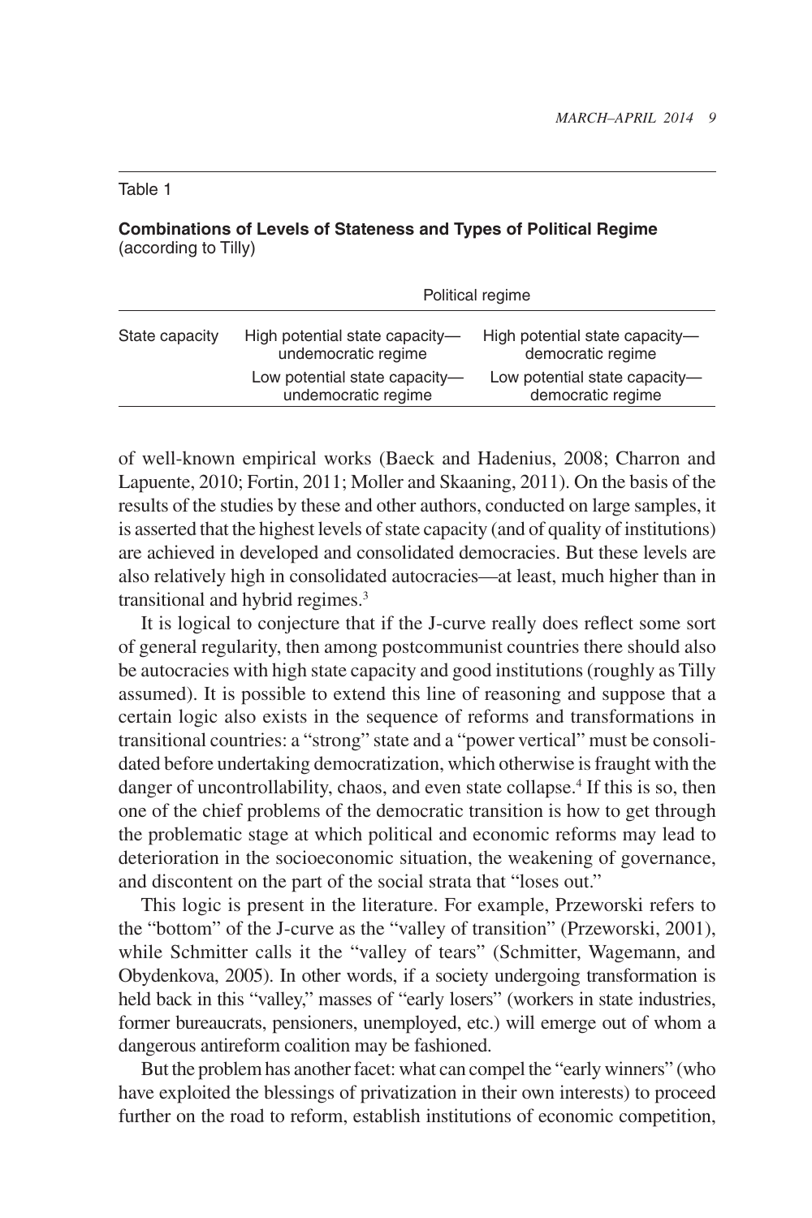Table 1

**Combinations of Levels of Stateness and Types of Political Regime** (according to Tilly)

| | Political regime | |
|---|---|---|
| State capacity | High potential state capacity—undemocratic regime | High potential state capacity—democratic regime |
| | Low potential state capacity—undemocratic regime | Low potential state capacity—democratic regime |

of well-known empirical works (Baeck and Hadenius, 2008; Charron and Lapuente, 2010; Fortin, 2011; Moller and Skaaning, 2011). On the basis of the results of the studies by these and other authors, conducted on large samples, it is asserted that the highest levels of state capacity (and of quality of institutions) are achieved in developed and consolidated democracies. But these levels are also relatively high in consolidated autocracies—at least, much higher than in transitional and hybrid regimes.[3]

It is logical to conjecture that if the J-curve really does reflect some sort of general regularity, then among postcommunist countries there should also be autocracies with high state capacity and good institutions (roughly as Tilly assumed). It is possible to extend this line of reasoning and suppose that a certain logic also exists in the sequence of reforms and transformations in transitional countries: a "strong" state and a "power vertical" must be consolidated before undertaking democratization, which otherwise is fraught with the danger of uncontrollability, chaos, and even state collapse.[4] If this is so, then one of the chief problems of the democratic transition is how to get through the problematic stage at which political and economic reforms may lead to deterioration in the socioeconomic situation, the weakening of governance, and discontent on the part of the social strata that "loses out."

This logic is present in the literature. For example, Przeworski refers to the "bottom" of the J-curve as the "valley of transition" (Przeworski, 2001), while Schmitter calls it the "valley of tears" (Schmitter, Wagemann, and Obydenkova, 2005). In other words, if a society undergoing transformation is held back in this "valley," masses of "early losers" (workers in state industries, former bureaucrats, pensioners, unemployed, etc.) will emerge out of whom a dangerous antireform coalition may be fashioned.

But the problem has another facet: what can compel the "early winners" (who have exploited the blessings of privatization in their own interests) to proceed further on the road to reform, establish institutions of economic competition,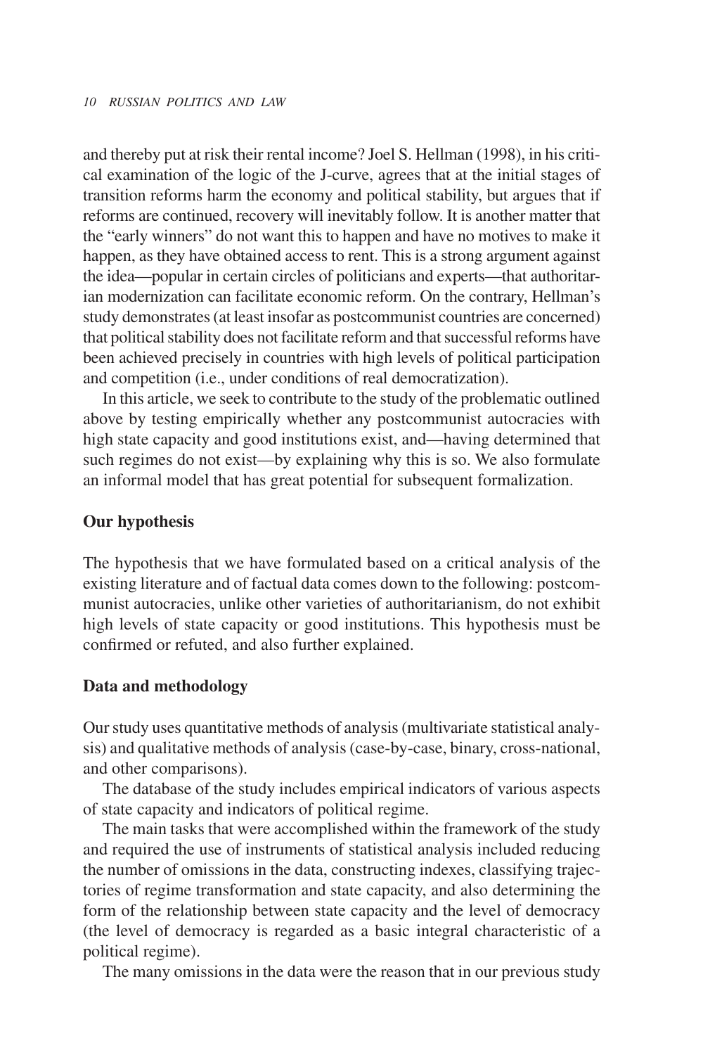and thereby put at risk their rental income? Joel S. Hellman (1998), in his critical examination of the logic of the J-curve, agrees that at the initial stages of transition reforms harm the economy and political stability, but argues that if reforms are continued, recovery will inevitably follow. It is another matter that the "early winners" do not want this to happen and have no motives to make it happen, as they have obtained access to rent. This is a strong argument against the idea—popular in certain circles of politicians and experts—that authoritarian modernization can facilitate economic reform. On the contrary, Hellman's study demonstrates (at least insofar as postcommunist countries are concerned) that political stability does not facilitate reform and that successful reforms have been achieved precisely in countries with high levels of political participation and competition (i.e., under conditions of real democratization).

In this article, we seek to contribute to the study of the problematic outlined above by testing empirically whether any postcommunist autocracies with high state capacity and good institutions exist, and—having determined that such regimes do not exist—by explaining why this is so. We also formulate an informal model that has great potential for subsequent formalization.

## Our hypothesis

The hypothesis that we have formulated based on a critical analysis of the existing literature and of factual data comes down to the following: postcommunist autocracies, unlike other varieties of authoritarianism, do not exhibit high levels of state capacity or good institutions. This hypothesis must be confirmed or refuted, and also further explained.

## Data and methodology

Our study uses quantitative methods of analysis (multivariate statistical analysis) and qualitative methods of analysis (case-by-case, binary, cross-national, and other comparisons).

The database of the study includes empirical indicators of various aspects of state capacity and indicators of political regime.

The main tasks that were accomplished within the framework of the study and required the use of instruments of statistical analysis included reducing the number of omissions in the data, constructing indexes, classifying trajectories of regime transformation and state capacity, and also determining the form of the relationship between state capacity and the level of democracy (the level of democracy is regarded as a basic integral characteristic of a political regime).

The many omissions in the data were the reason that in our previous study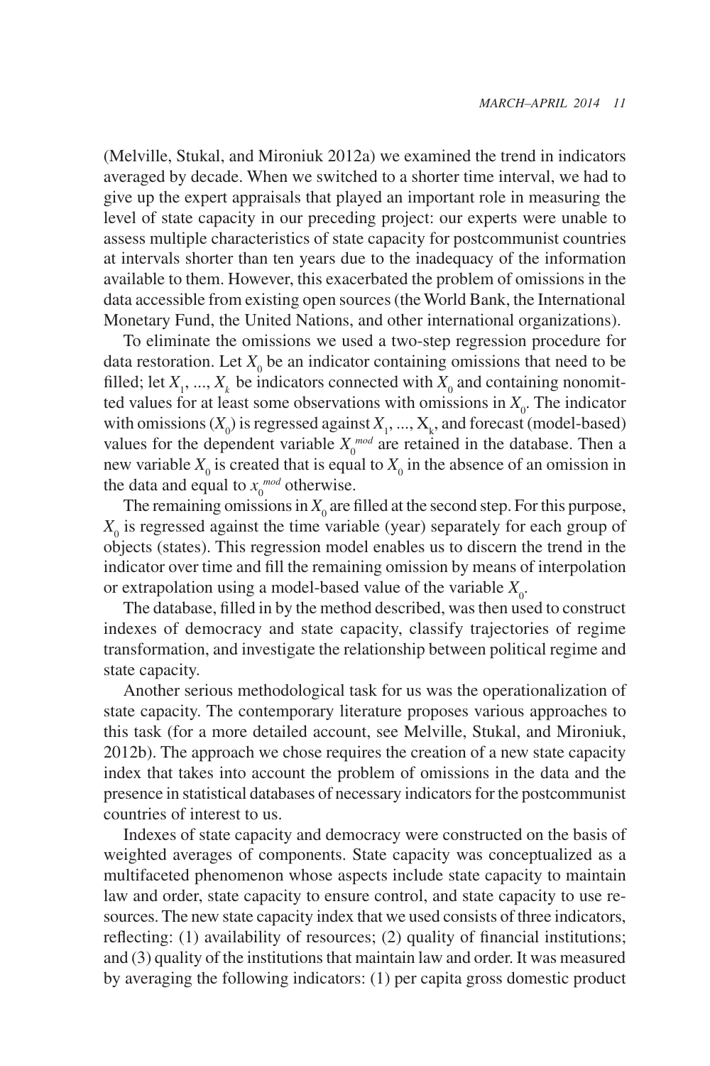(Melville, Stukal, and Mironiuk 2012a) we examined the trend in indicators averaged by decade. When we switched to a shorter time interval, we had to give up the expert appraisals that played an important role in measuring the level of state capacity in our preceding project: our experts were unable to assess multiple characteristics of state capacity for postcommunist countries at intervals shorter than ten years due to the inadequacy of the information available to them. However, this exacerbated the problem of omissions in the data accessible from existing open sources (the World Bank, the International Monetary Fund, the United Nations, and other international organizations).

To eliminate the omissions we used a two-step regression procedure for data restoration. Let $X_0$ be an indicator containing omissions that need to be filled; let $X_1, ..., X_k$ be indicators connected with $X_0$ and containing nonomitted values for at least some observations with omissions in $X_0$. The indicator with omissions ($X_0$) is regressed against $X_1, ..., X_k$, and forecast (model-based) values for the dependent variable $X_0^{mod}$ are retained in the database. Then a new variable $X_0$ is created that is equal to $X_0$ in the absence of an omission in the data and equal to $x_0^{mod}$ otherwise.

The remaining omissions in $X_0$ are filled at the second step. For this purpose, $X_0$ is regressed against the time variable (year) separately for each group of objects (states). This regression model enables us to discern the trend in the indicator over time and fill the remaining omission by means of interpolation or extrapolation using a model-based value of the variable $X_0$.

The database, filled in by the method described, was then used to construct indexes of democracy and state capacity, classify trajectories of regime transformation, and investigate the relationship between political regime and state capacity.

Another serious methodological task for us was the operationalization of state capacity. The contemporary literature proposes various approaches to this task (for a more detailed account, see Melville, Stukal, and Mironiuk, 2012b). The approach we chose requires the creation of a new state capacity index that takes into account the problem of omissions in the data and the presence in statistical databases of necessary indicators for the postcommunist countries of interest to us.

Indexes of state capacity and democracy were constructed on the basis of weighted averages of components. State capacity was conceptualized as a multifaceted phenomenon whose aspects include state capacity to maintain law and order, state capacity to ensure control, and state capacity to use resources. The new state capacity index that we used consists of three indicators, reflecting: (1) availability of resources; (2) quality of financial institutions; and (3) quality of the institutions that maintain law and order. It was measured by averaging the following indicators: (1) per capita gross domestic product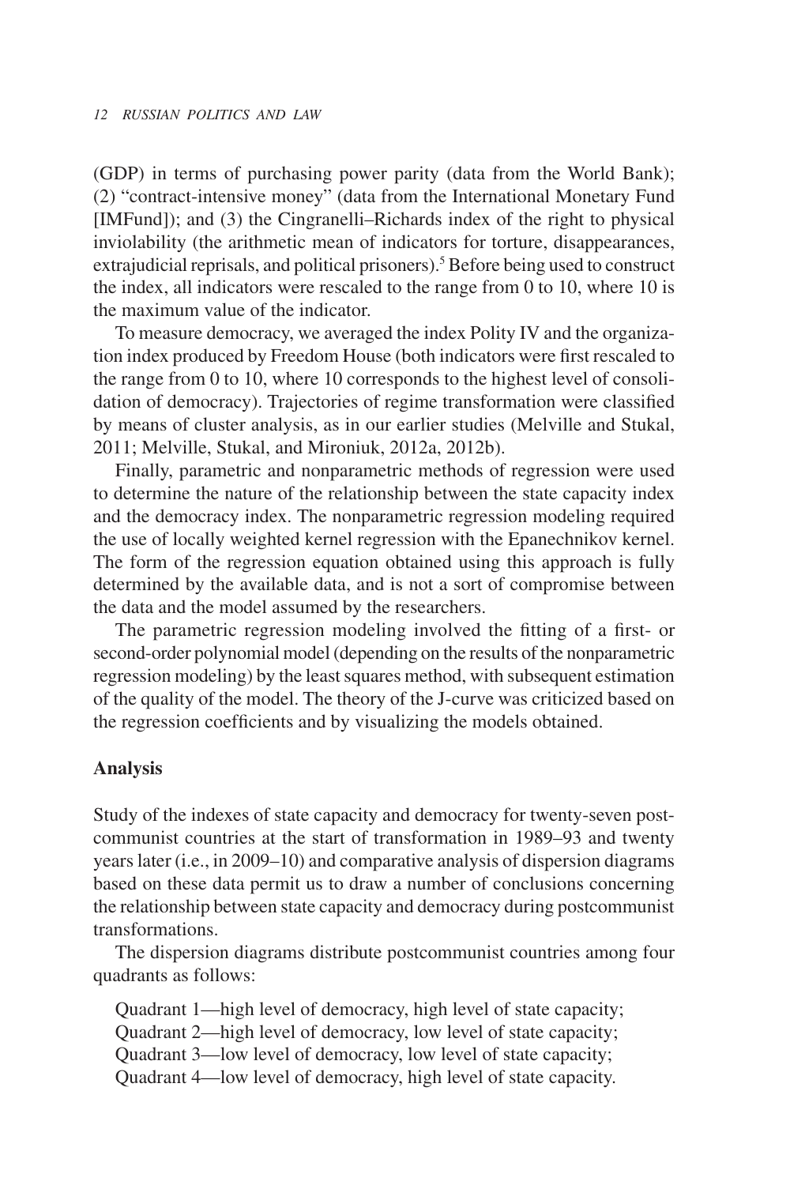(GDP) in terms of purchasing power parity (data from the World Bank); (2) "contract-intensive money" (data from the International Monetary Fund [IMFund]); and (3) the Cingranelli–Richards index of the right to physical inviolability (the arithmetic mean of indicators for torture, disappearances, extrajudicial reprisals, and political prisoners).[5] Before being used to construct the index, all indicators were rescaled to the range from 0 to 10, where 10 is the maximum value of the indicator.

To measure democracy, we averaged the index Polity IV and the organization index produced by Freedom House (both indicators were first rescaled to the range from 0 to 10, where 10 corresponds to the highest level of consolidation of democracy). Trajectories of regime transformation were classified by means of cluster analysis, as in our earlier studies (Melville and Stukal, 2011; Melville, Stukal, and Mironiuk, 2012a, 2012b).

Finally, parametric and nonparametric methods of regression were used to determine the nature of the relationship between the state capacity index and the democracy index. The nonparametric regression modeling required the use of locally weighted kernel regression with the Epanechnikov kernel. The form of the regression equation obtained using this approach is fully determined by the available data, and is not a sort of compromise between the data and the model assumed by the researchers.

The parametric regression modeling involved the fitting of a first- or second-order polynomial model (depending on the results of the nonparametric regression modeling) by the least squares method, with subsequent estimation of the quality of the model. The theory of the J-curve was criticized based on the regression coefficients and by visualizing the models obtained.

## Analysis

Study of the indexes of state capacity and democracy for twenty-seven postcommunist countries at the start of transformation in 1989–93 and twenty years later (i.e., in 2009–10) and comparative analysis of dispersion diagrams based on these data permit us to draw a number of conclusions concerning the relationship between state capacity and democracy during postcommunist transformations.

The dispersion diagrams distribute postcommunist countries among four quadrants as follows:

Quadrant 1—high level of democracy, high level of state capacity;
Quadrant 2—high level of democracy, low level of state capacity;
Quadrant 3—low level of democracy, low level of state capacity;
Quadrant 4—low level of democracy, high level of state capacity.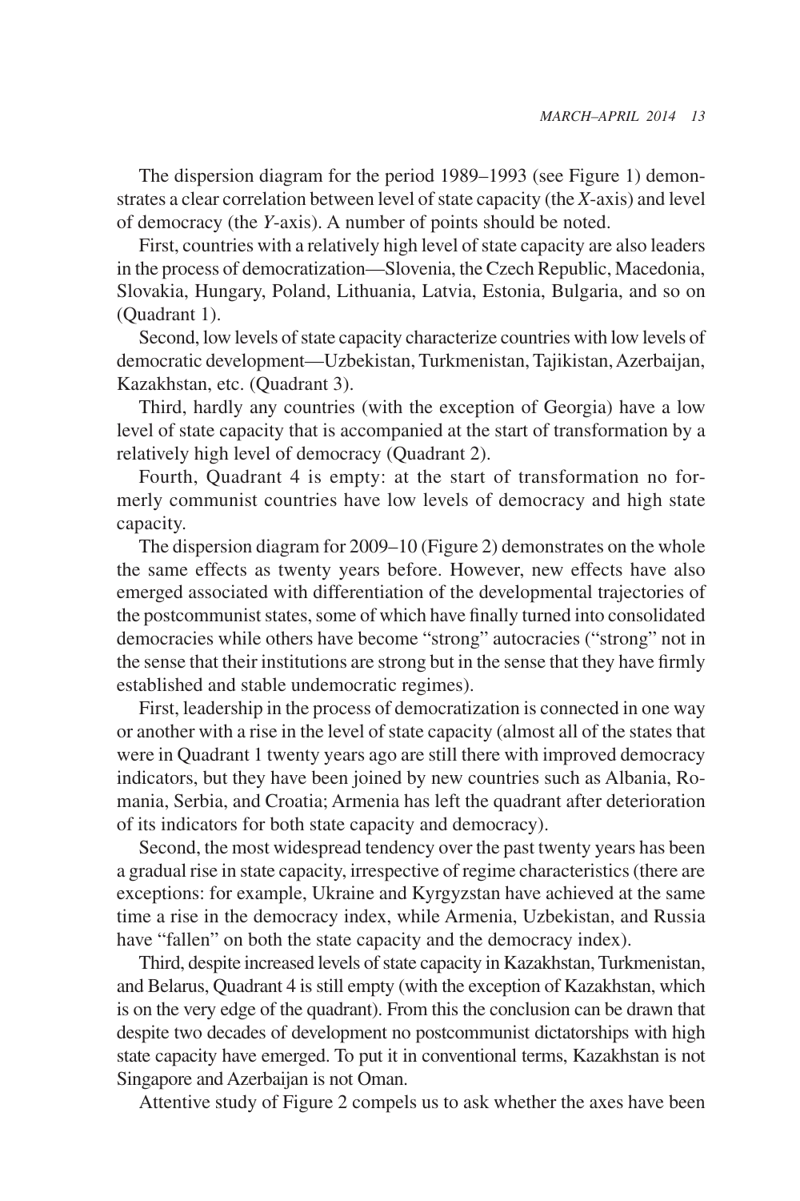The dispersion diagram for the period 1989–1993 (see Figure 1) demonstrates a clear correlation between level of state capacity (the *X*-axis) and level of democracy (the *Y*-axis). A number of points should be noted.

First, countries with a relatively high level of state capacity are also leaders in the process of democratization—Slovenia, the Czech Republic, Macedonia, Slovakia, Hungary, Poland, Lithuania, Latvia, Estonia, Bulgaria, and so on (Quadrant 1).

Second, low levels of state capacity characterize countries with low levels of democratic development—Uzbekistan, Turkmenistan, Tajikistan, Azerbaijan, Kazakhstan, etc. (Quadrant 3).

Third, hardly any countries (with the exception of Georgia) have a low level of state capacity that is accompanied at the start of transformation by a relatively high level of democracy (Quadrant 2).

Fourth, Quadrant 4 is empty: at the start of transformation no formerly communist countries have low levels of democracy and high state capacity.

The dispersion diagram for 2009–10 (Figure 2) demonstrates on the whole the same effects as twenty years before. However, new effects have also emerged associated with differentiation of the developmental trajectories of the postcommunist states, some of which have finally turned into consolidated democracies while others have become "strong" autocracies ("strong" not in the sense that their institutions are strong but in the sense that they have firmly established and stable undemocratic regimes).

First, leadership in the process of democratization is connected in one way or another with a rise in the level of state capacity (almost all of the states that were in Quadrant 1 twenty years ago are still there with improved democracy indicators, but they have been joined by new countries such as Albania, Romania, Serbia, and Croatia; Armenia has left the quadrant after deterioration of its indicators for both state capacity and democracy).

Second, the most widespread tendency over the past twenty years has been a gradual rise in state capacity, irrespective of regime characteristics (there are exceptions: for example, Ukraine and Kyrgyzstan have achieved at the same time a rise in the democracy index, while Armenia, Uzbekistan, and Russia have "fallen" on both the state capacity and the democracy index).

Third, despite increased levels of state capacity in Kazakhstan, Turkmenistan, and Belarus, Quadrant 4 is still empty (with the exception of Kazakhstan, which is on the very edge of the quadrant). From this the conclusion can be drawn that despite two decades of development no postcommunist dictatorships with high state capacity have emerged. To put it in conventional terms, Kazakhstan is not Singapore and Azerbaijan is not Oman.

Attentive study of Figure 2 compels us to ask whether the axes have been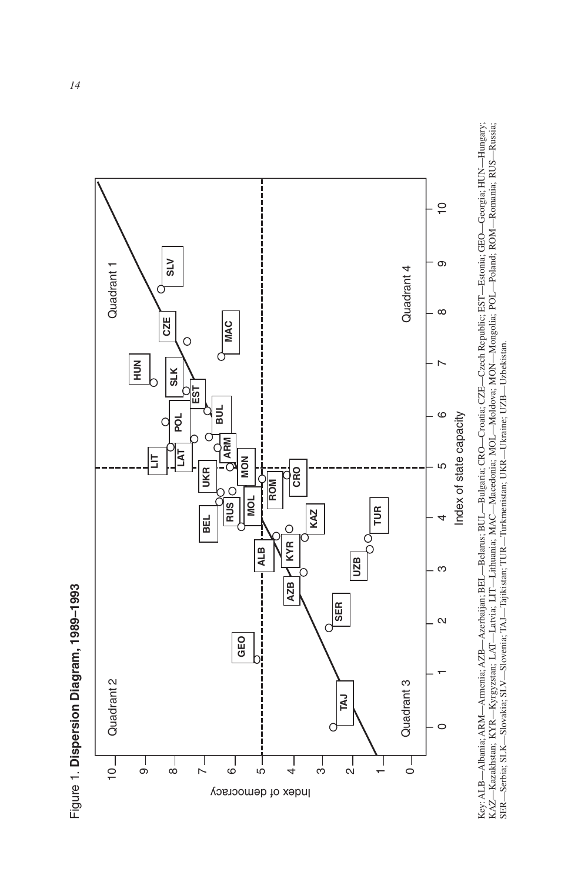Figure 1. **Dispersion Diagram, 1989–1993**

Key: ALB—Albania; ARM—Armenia; AZB—Azerbaijan; BEL—Belarus; BUL—Bulgaria; CRO—Croatia; CZE—Czech Republic; EST—Estonia; GEO—Georgia; HUN—Hungary; KAZ—Kazakhstan; KYR—Kyrgyzstan; LAT—Latvia; LIT—Lithuania; MAC—Macedonia; MOL—Moldova; MON—Mongolia; POL—Poland; ROM—Romania; RUS—Russia; SER—Serbia; SLK—Slovakia; SLV—Slovenia; TAJ—Tajikistan; TUR—Turkmenistan; UKR—Ukraine; UZB—Uzbekistan.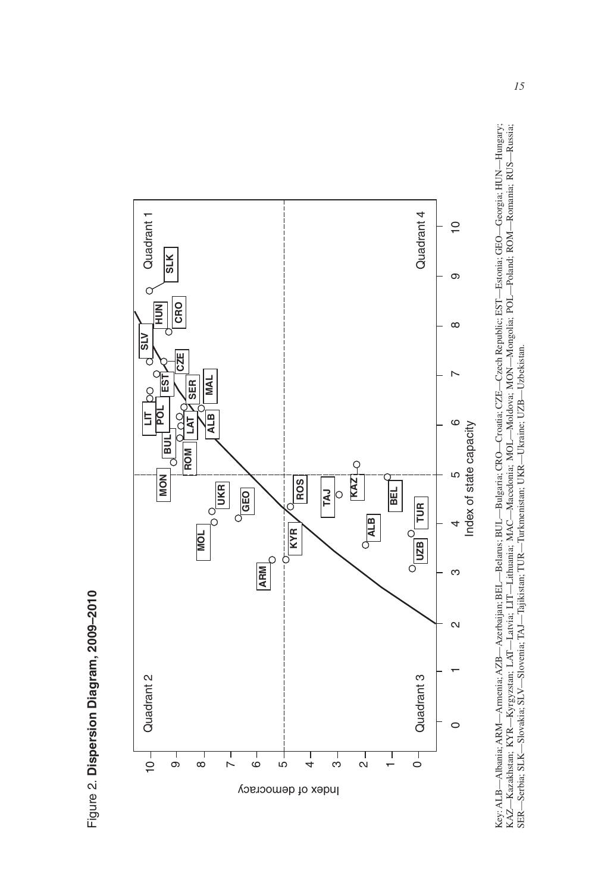Figure 2. **Dispersion Diagram, 2009–2010**

Key: ALB—Albania; ARM—Armenia; AZB—Azerbaijan; BEL—Belarus; BUL—Bulgaria; CRO—Croatia; CZE—Czech Republic; EST—Estonia; GEO—Georgia; HUN—Hungary; KAZ—Kazakhstan; KYR—Kyrgyzstan; LAT—Latvia; LIT—Lithuania; MAC—Macedonia; MOL—Moldova; MON—Mongolia; POL—Poland; ROM—Romania; RUS—Russia; SER—Serbia; SLK—Slovakia; SLV—Slovenia; TAJ—Tajikistan; TUR—Turkmenistan; UKR—Ukraine; UZB—Uzbekistan.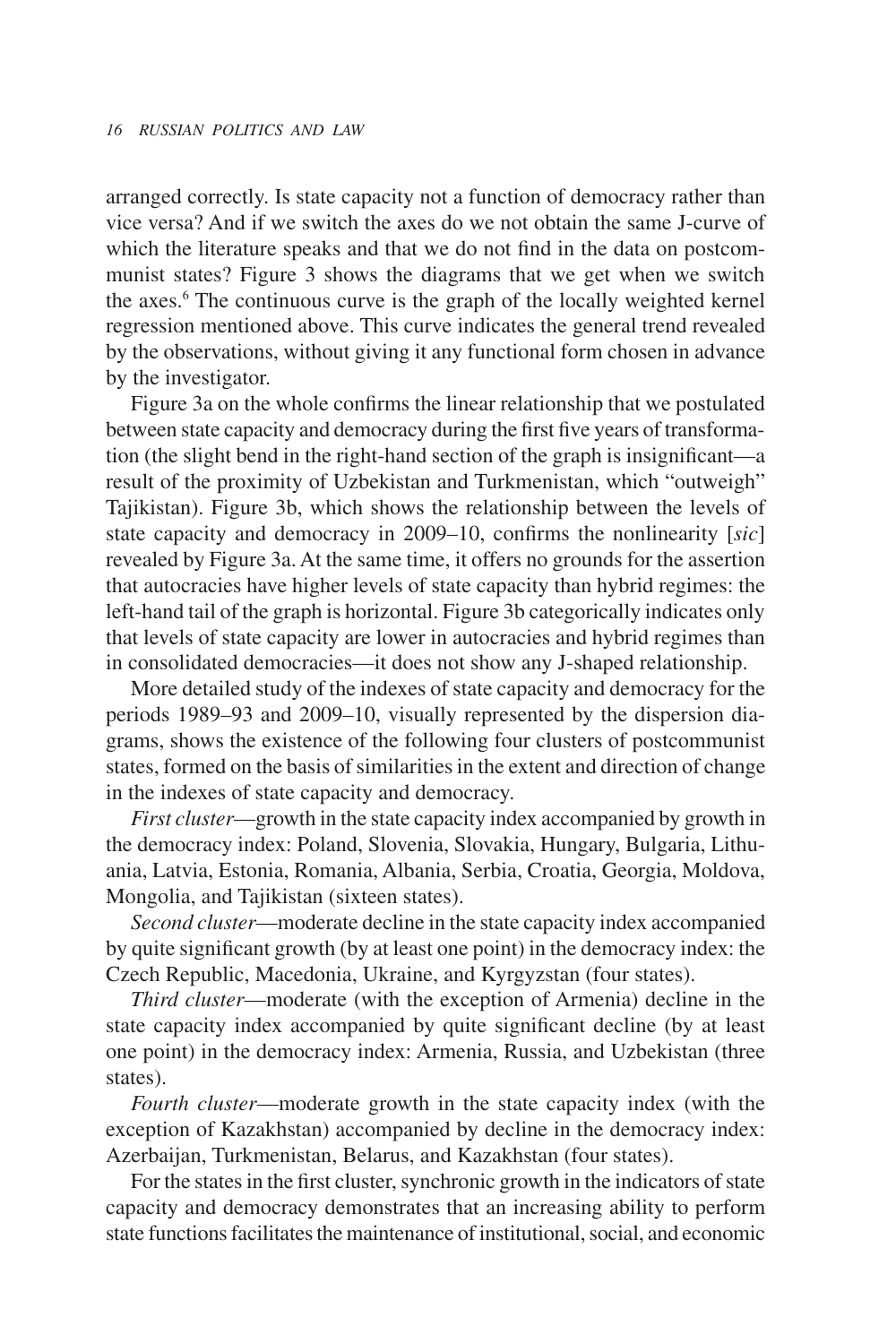arranged correctly. Is state capacity not a function of democracy rather than vice versa? And if we switch the axes do we not obtain the same J-curve of which the literature speaks and that we do not find in the data on postcommunist states? Figure 3 shows the diagrams that we get when we switch the axes.[6] The continuous curve is the graph of the locally weighted kernel regression mentioned above. This curve indicates the general trend revealed by the observations, without giving it any functional form chosen in advance by the investigator.

Figure 3a on the whole confirms the linear relationship that we postulated between state capacity and democracy during the first five years of transformation (the slight bend in the right-hand section of the graph is insignificant—a result of the proximity of Uzbekistan and Turkmenistan, which "outweigh" Tajikistan). Figure 3b, which shows the relationship between the levels of state capacity and democracy in 2009–10, confirms the nonlinearity [*sic*] revealed by Figure 3a. At the same time, it offers no grounds for the assertion that autocracies have higher levels of state capacity than hybrid regimes: the left-hand tail of the graph is horizontal. Figure 3b categorically indicates only that levels of state capacity are lower in autocracies and hybrid regimes than in consolidated democracies—it does not show any J-shaped relationship.

More detailed study of the indexes of state capacity and democracy for the periods 1989–93 and 2009–10, visually represented by the dispersion diagrams, shows the existence of the following four clusters of postcommunist states, formed on the basis of similarities in the extent and direction of change in the indexes of state capacity and democracy.

*First cluster*—growth in the state capacity index accompanied by growth in the democracy index: Poland, Slovenia, Slovakia, Hungary, Bulgaria, Lithuania, Latvia, Estonia, Romania, Albania, Serbia, Croatia, Georgia, Moldova, Mongolia, and Tajikistan (sixteen states).

*Second cluster*—moderate decline in the state capacity index accompanied by quite significant growth (by at least one point) in the democracy index: the Czech Republic, Macedonia, Ukraine, and Kyrgyzstan (four states).

*Third cluster*—moderate (with the exception of Armenia) decline in the state capacity index accompanied by quite significant decline (by at least one point) in the democracy index: Armenia, Russia, and Uzbekistan (three states).

*Fourth cluster*—moderate growth in the state capacity index (with the exception of Kazakhstan) accompanied by decline in the democracy index: Azerbaijan, Turkmenistan, Belarus, and Kazakhstan (four states).

For the states in the first cluster, synchronic growth in the indicators of state capacity and democracy demonstrates that an increasing ability to perform state functions facilitates the maintenance of institutional, social, and economic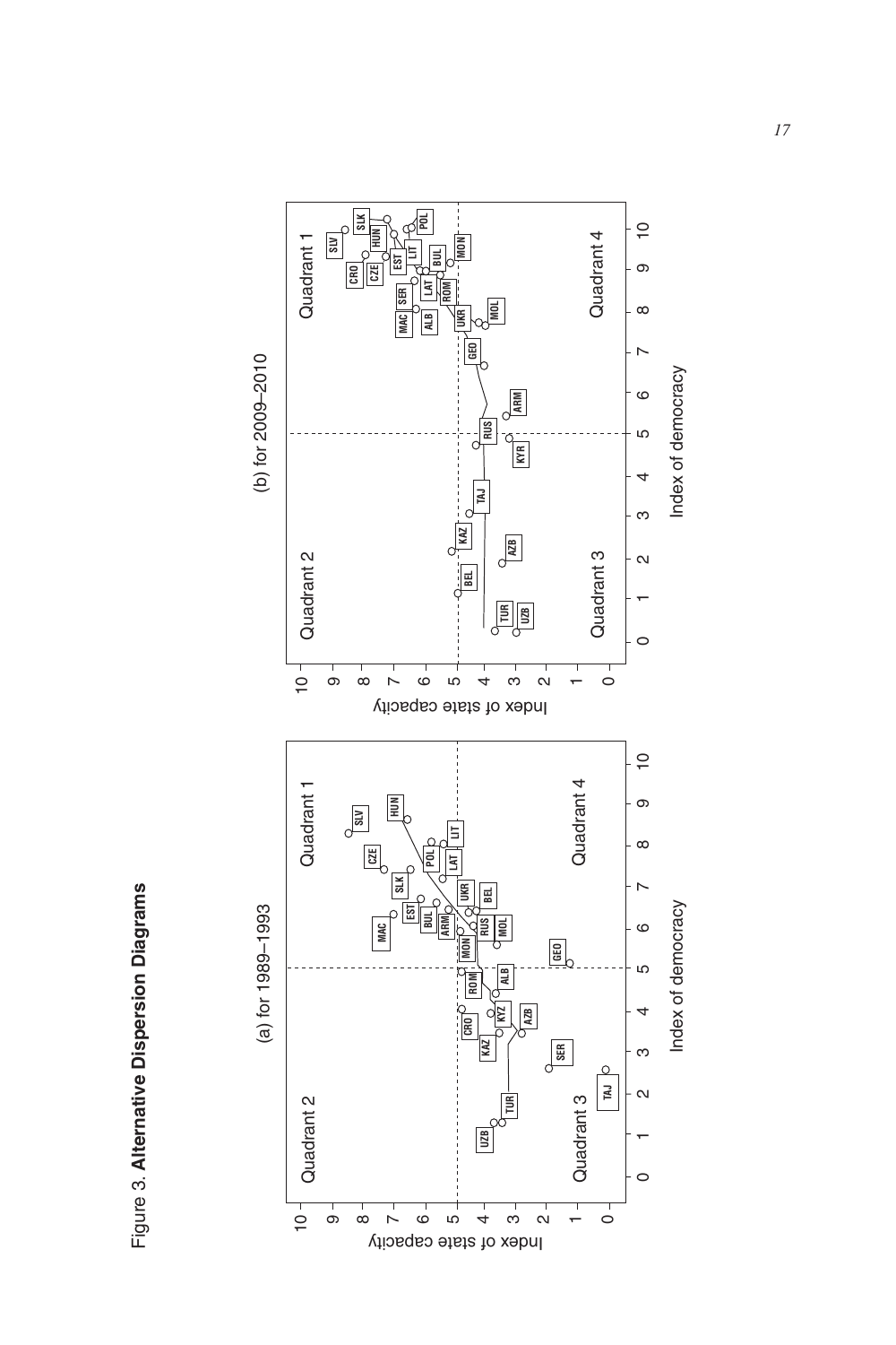Figure 3. **Alternative Dispersion Diagrams**

(a) for 1989–1993

(b) for 2009–2010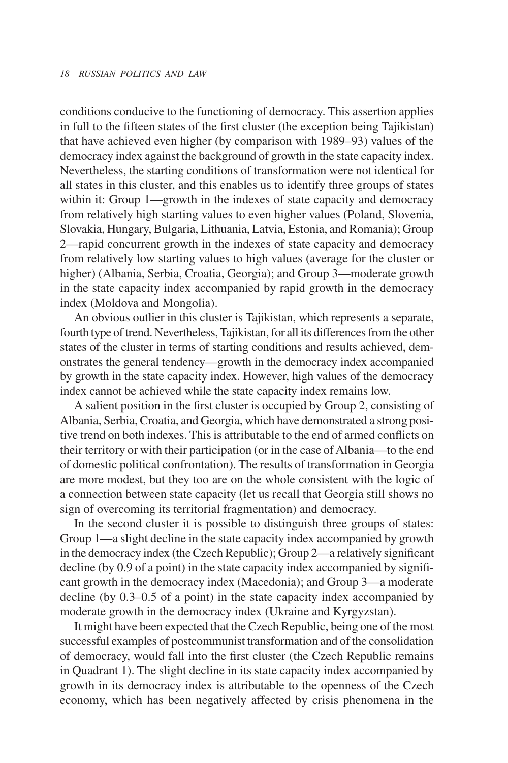conditions conducive to the functioning of democracy. This assertion applies in full to the fifteen states of the first cluster (the exception being Tajikistan) that have achieved even higher (by comparison with 1989–93) values of the democracy index against the background of growth in the state capacity index. Nevertheless, the starting conditions of transformation were not identical for all states in this cluster, and this enables us to identify three groups of states within it: Group 1—growth in the indexes of state capacity and democracy from relatively high starting values to even higher values (Poland, Slovenia, Slovakia, Hungary, Bulgaria, Lithuania, Latvia, Estonia, and Romania); Group 2—rapid concurrent growth in the indexes of state capacity and democracy from relatively low starting values to high values (average for the cluster or higher) (Albania, Serbia, Croatia, Georgia); and Group 3—moderate growth in the state capacity index accompanied by rapid growth in the democracy index (Moldova and Mongolia).

An obvious outlier in this cluster is Tajikistan, which represents a separate, fourth type of trend. Nevertheless, Tajikistan, for all its differences from the other states of the cluster in terms of starting conditions and results achieved, demonstrates the general tendency—growth in the democracy index accompanied by growth in the state capacity index. However, high values of the democracy index cannot be achieved while the state capacity index remains low.

A salient position in the first cluster is occupied by Group 2, consisting of Albania, Serbia, Croatia, and Georgia, which have demonstrated a strong positive trend on both indexes. This is attributable to the end of armed conflicts on their territory or with their participation (or in the case of Albania—to the end of domestic political confrontation). The results of transformation in Georgia are more modest, but they too are on the whole consistent with the logic of a connection between state capacity (let us recall that Georgia still shows no sign of overcoming its territorial fragmentation) and democracy.

In the second cluster it is possible to distinguish three groups of states: Group 1—a slight decline in the state capacity index accompanied by growth in the democracy index (the Czech Republic); Group 2—a relatively significant decline (by 0.9 of a point) in the state capacity index accompanied by significant growth in the democracy index (Macedonia); and Group 3—a moderate decline (by 0.3–0.5 of a point) in the state capacity index accompanied by moderate growth in the democracy index (Ukraine and Kyrgyzstan).

It might have been expected that the Czech Republic, being one of the most successful examples of postcommunist transformation and of the consolidation of democracy, would fall into the first cluster (the Czech Republic remains in Quadrant 1). The slight decline in its state capacity index accompanied by growth in its democracy index is attributable to the openness of the Czech economy, which has been negatively affected by crisis phenomena in the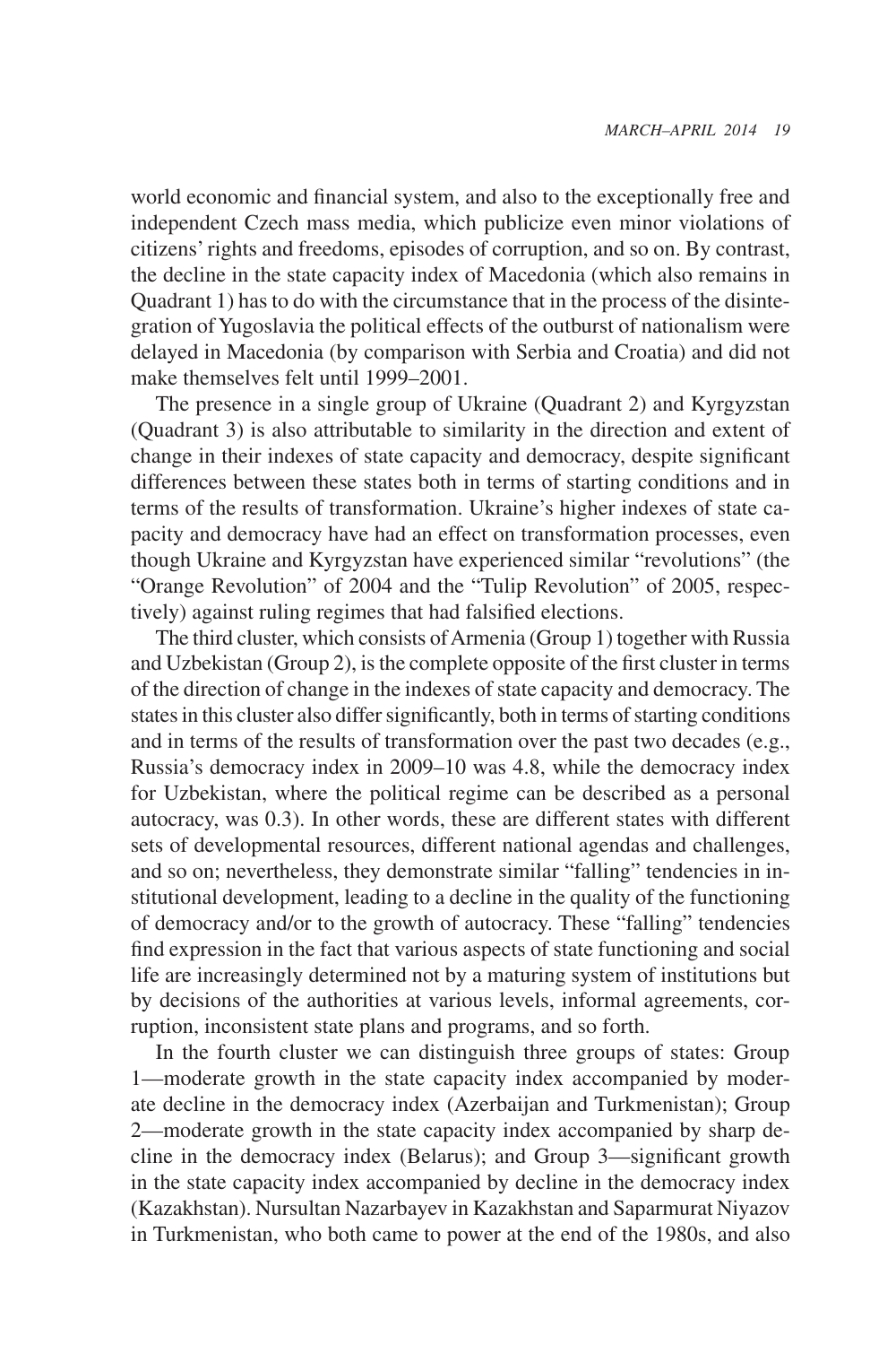world economic and financial system, and also to the exceptionally free and independent Czech mass media, which publicize even minor violations of citizens' rights and freedoms, episodes of corruption, and so on. By contrast, the decline in the state capacity index of Macedonia (which also remains in Quadrant 1) has to do with the circumstance that in the process of the disintegration of Yugoslavia the political effects of the outburst of nationalism were delayed in Macedonia (by comparison with Serbia and Croatia) and did not make themselves felt until 1999–2001.

The presence in a single group of Ukraine (Quadrant 2) and Kyrgyzstan (Quadrant 3) is also attributable to similarity in the direction and extent of change in their indexes of state capacity and democracy, despite significant differences between these states both in terms of starting conditions and in terms of the results of transformation. Ukraine's higher indexes of state capacity and democracy have had an effect on transformation processes, even though Ukraine and Kyrgyzstan have experienced similar "revolutions" (the "Orange Revolution" of 2004 and the "Tulip Revolution" of 2005, respectively) against ruling regimes that had falsified elections.

The third cluster, which consists of Armenia (Group 1) together with Russia and Uzbekistan (Group 2), is the complete opposite of the first cluster in terms of the direction of change in the indexes of state capacity and democracy. The states in this cluster also differ significantly, both in terms of starting conditions and in terms of the results of transformation over the past two decades (e.g., Russia's democracy index in 2009–10 was 4.8, while the democracy index for Uzbekistan, where the political regime can be described as a personal autocracy, was 0.3). In other words, these are different states with different sets of developmental resources, different national agendas and challenges, and so on; nevertheless, they demonstrate similar "falling" tendencies in institutional development, leading to a decline in the quality of the functioning of democracy and/or to the growth of autocracy. These "falling" tendencies find expression in the fact that various aspects of state functioning and social life are increasingly determined not by a maturing system of institutions but by decisions of the authorities at various levels, informal agreements, corruption, inconsistent state plans and programs, and so forth.

In the fourth cluster we can distinguish three groups of states: Group 1—moderate growth in the state capacity index accompanied by moderate decline in the democracy index (Azerbaijan and Turkmenistan); Group 2—moderate growth in the state capacity index accompanied by sharp decline in the democracy index (Belarus); and Group 3—significant growth in the state capacity index accompanied by decline in the democracy index (Kazakhstan). Nursultan Nazarbayev in Kazakhstan and Saparmurat Niyazov in Turkmenistan, who both came to power at the end of the 1980s, and also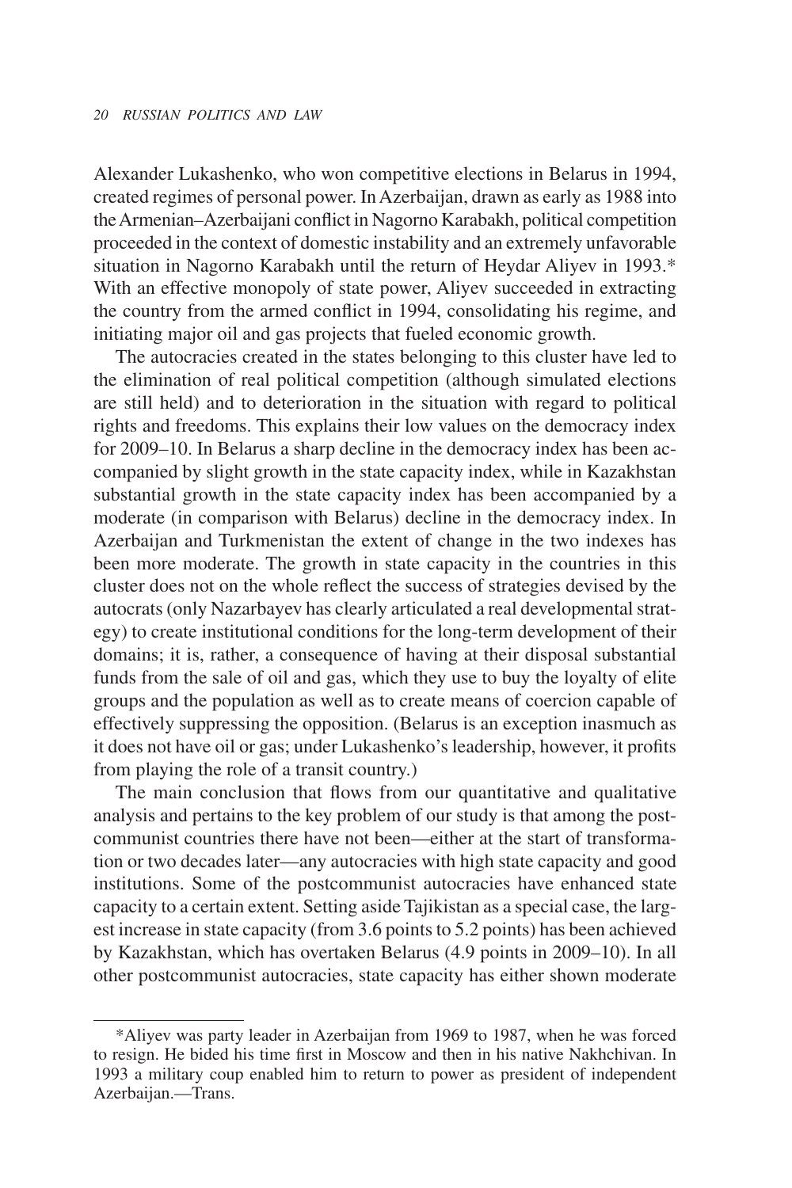Alexander Lukashenko, who won competitive elections in Belarus in 1994, created regimes of personal power. In Azerbaijan, drawn as early as 1988 into the Armenian–Azerbaijani conflict in Nagorno Karabakh, political competition proceeded in the context of domestic instability and an extremely unfavorable situation in Nagorno Karabakh until the return of Heydar Aliyev in 1993.* With an effective monopoly of state power, Aliyev succeeded in extracting the country from the armed conflict in 1994, consolidating his regime, and initiating major oil and gas projects that fueled economic growth.

The autocracies created in the states belonging to this cluster have led to the elimination of real political competition (although simulated elections are still held) and to deterioration in the situation with regard to political rights and freedoms. This explains their low values on the democracy index for 2009–10. In Belarus a sharp decline in the democracy index has been accompanied by slight growth in the state capacity index, while in Kazakhstan substantial growth in the state capacity index has been accompanied by a moderate (in comparison with Belarus) decline in the democracy index. In Azerbaijan and Turkmenistan the extent of change in the two indexes has been more moderate. The growth in state capacity in the countries in this cluster does not on the whole reflect the success of strategies devised by the autocrats (only Nazarbayev has clearly articulated a real developmental strategy) to create institutional conditions for the long-term development of their domains; it is, rather, a consequence of having at their disposal substantial funds from the sale of oil and gas, which they use to buy the loyalty of elite groups and the population as well as to create means of coercion capable of effectively suppressing the opposition. (Belarus is an exception inasmuch as it does not have oil or gas; under Lukashenko's leadership, however, it profits from playing the role of a transit country.)

The main conclusion that flows from our quantitative and qualitative analysis and pertains to the key problem of our study is that among the postcommunist countries there have not been—either at the start of transformation or two decades later—any autocracies with high state capacity and good institutions. Some of the postcommunist autocracies have enhanced state capacity to a certain extent. Setting aside Tajikistan as a special case, the largest increase in state capacity (from 3.6 points to 5.2 points) has been achieved by Kazakhstan, which has overtaken Belarus (4.9 points in 2009–10). In all other postcommunist autocracies, state capacity has either shown moderate

---

*Aliyev was party leader in Azerbaijan from 1969 to 1987, when he was forced to resign. He bided his time first in Moscow and then in his native Nakhchivan. In 1993 a military coup enabled him to return to power as president of independent Azerbaijan.—Trans.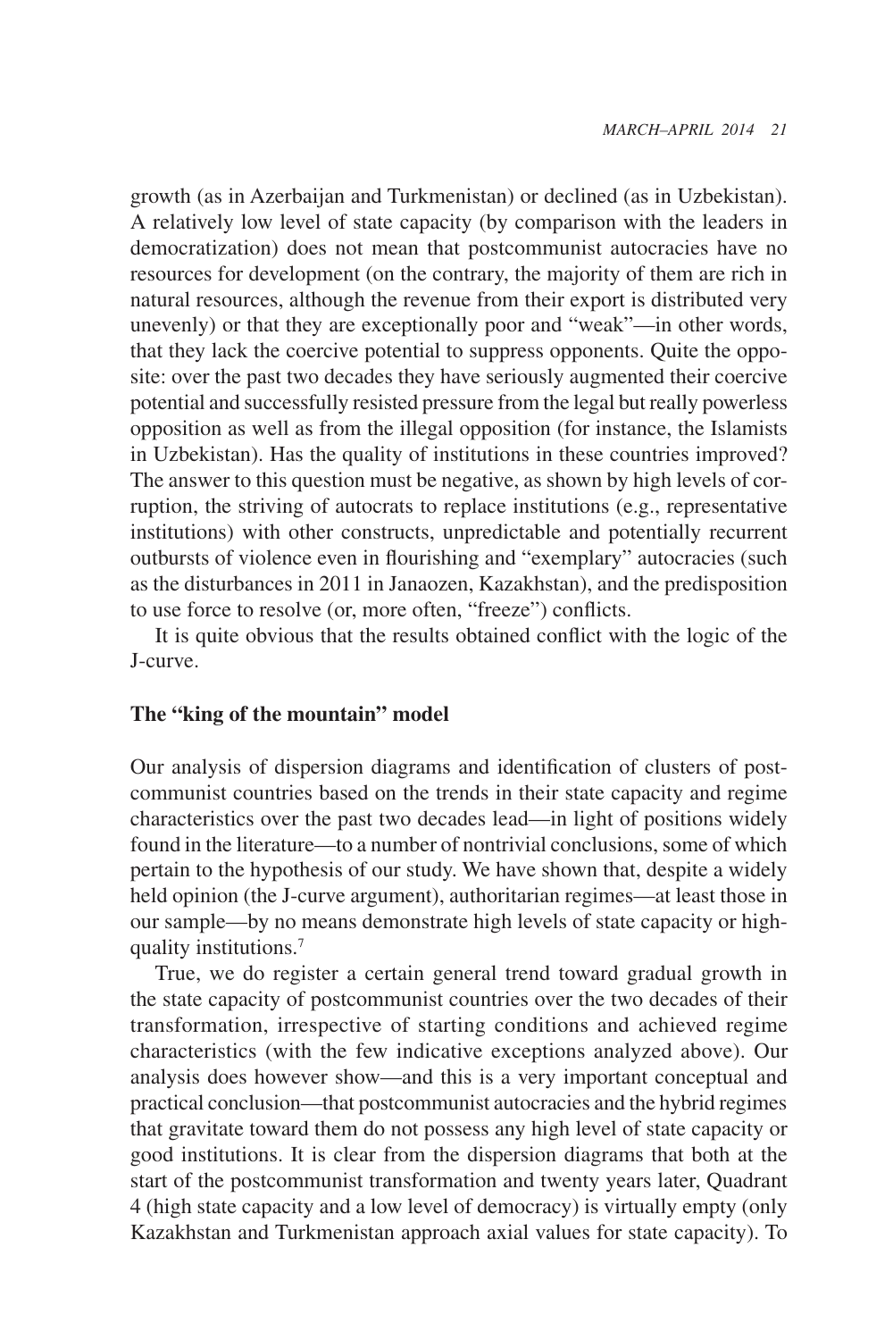growth (as in Azerbaijan and Turkmenistan) or declined (as in Uzbekistan). A relatively low level of state capacity (by comparison with the leaders in democratization) does not mean that postcommunist autocracies have no resources for development (on the contrary, the majority of them are rich in natural resources, although the revenue from their export is distributed very unevenly) or that they are exceptionally poor and "weak"—in other words, that they lack the coercive potential to suppress opponents. Quite the opposite: over the past two decades they have seriously augmented their coercive potential and successfully resisted pressure from the legal but really powerless opposition as well as from the illegal opposition (for instance, the Islamists in Uzbekistan). Has the quality of institutions in these countries improved? The answer to this question must be negative, as shown by high levels of corruption, the striving of autocrats to replace institutions (e.g., representative institutions) with other constructs, unpredictable and potentially recurrent outbursts of violence even in flourishing and "exemplary" autocracies (such as the disturbances in 2011 in Janaozen, Kazakhstan), and the predisposition to use force to resolve (or, more often, "freeze") conflicts.

It is quite obvious that the results obtained conflict with the logic of the J-curve.

## The "king of the mountain" model

Our analysis of dispersion diagrams and identification of clusters of postcommunist countries based on the trends in their state capacity and regime characteristics over the past two decades lead—in light of positions widely found in the literature—to a number of nontrivial conclusions, some of which pertain to the hypothesis of our study. We have shown that, despite a widely held opinion (the J-curve argument), authoritarian regimes—at least those in our sample—by no means demonstrate high levels of state capacity or high-quality institutions.[7]

True, we do register a certain general trend toward gradual growth in the state capacity of postcommunist countries over the two decades of their transformation, irrespective of starting conditions and achieved regime characteristics (with the few indicative exceptions analyzed above). Our analysis does however show—and this is a very important conceptual and practical conclusion—that postcommunist autocracies and the hybrid regimes that gravitate toward them do not possess any high level of state capacity or good institutions. It is clear from the dispersion diagrams that both at the start of the postcommunist transformation and twenty years later, Quadrant 4 (high state capacity and a low level of democracy) is virtually empty (only Kazakhstan and Turkmenistan approach axial values for state capacity). To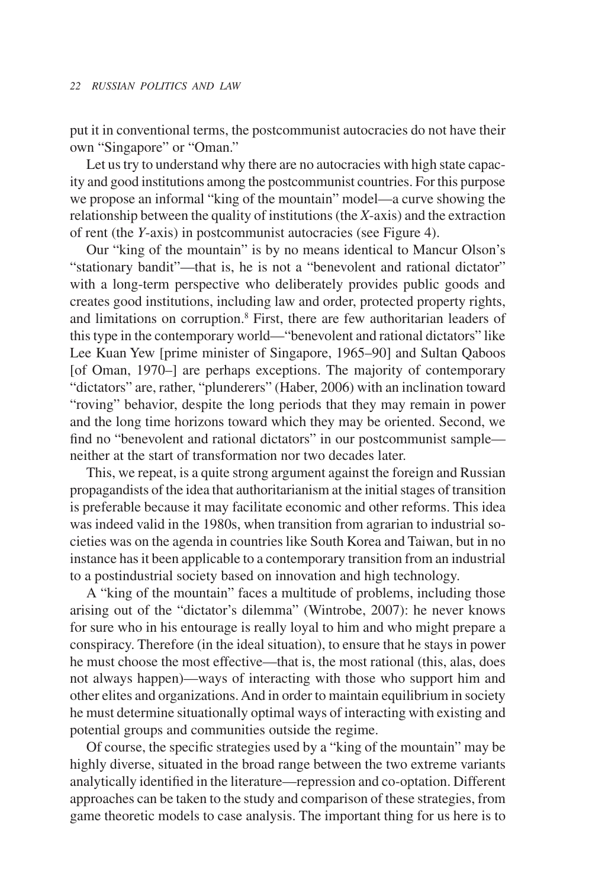put it in conventional terms, the postcommunist autocracies do not have their own "Singapore" or "Oman."

Let us try to understand why there are no autocracies with high state capacity and good institutions among the postcommunist countries. For this purpose we propose an informal "king of the mountain" model—a curve showing the relationship between the quality of institutions (the *X*-axis) and the extraction of rent (the *Y*-axis) in postcommunist autocracies (see Figure 4).

Our "king of the mountain" is by no means identical to Mancur Olson's "stationary bandit"—that is, he is not a "benevolent and rational dictator" with a long-term perspective who deliberately provides public goods and creates good institutions, including law and order, protected property rights, and limitations on corruption.[8] First, there are few authoritarian leaders of this type in the contemporary world—"benevolent and rational dictators" like Lee Kuan Yew [prime minister of Singapore, 1965–90] and Sultan Qaboos [of Oman, 1970–] are perhaps exceptions. The majority of contemporary "dictators" are, rather, "plunderers" (Haber, 2006) with an inclination toward "roving" behavior, despite the long periods that they may remain in power and the long time horizons toward which they may be oriented. Second, we find no "benevolent and rational dictators" in our postcommunist sample—neither at the start of transformation nor two decades later.

This, we repeat, is a quite strong argument against the foreign and Russian propagandists of the idea that authoritarianism at the initial stages of transition is preferable because it may facilitate economic and other reforms. This idea was indeed valid in the 1980s, when transition from agrarian to industrial societies was on the agenda in countries like South Korea and Taiwan, but in no instance has it been applicable to a contemporary transition from an industrial to a postindustrial society based on innovation and high technology.

A "king of the mountain" faces a multitude of problems, including those arising out of the "dictator's dilemma" (Wintrobe, 2007): he never knows for sure who in his entourage is really loyal to him and who might prepare a conspiracy. Therefore (in the ideal situation), to ensure that he stays in power he must choose the most effective—that is, the most rational (this, alas, does not always happen)—ways of interacting with those who support him and other elites and organizations. And in order to maintain equilibrium in society he must determine situationally optimal ways of interacting with existing and potential groups and communities outside the regime.

Of course, the specific strategies used by a "king of the mountain" may be highly diverse, situated in the broad range between the two extreme variants analytically identified in the literature—repression and co-optation. Different approaches can be taken to the study and comparison of these strategies, from game theoretic models to case analysis. The important thing for us here is to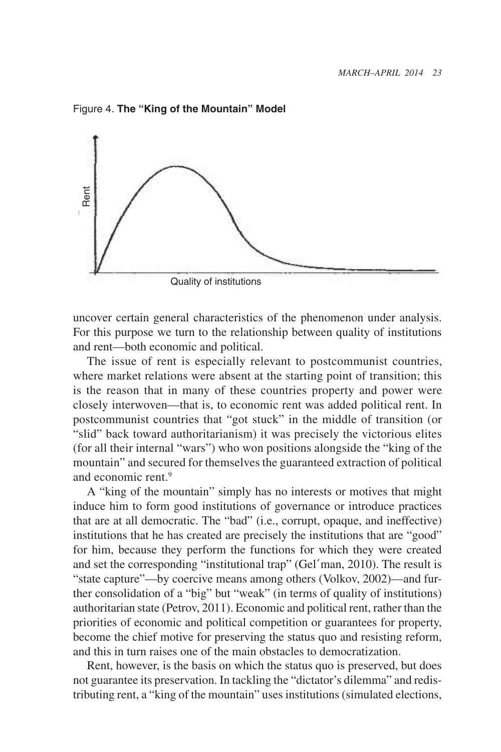Figure 4. **The "King of the Mountain" Model**

uncover certain general characteristics of the phenomenon under analysis. For this purpose we turn to the relationship between quality of institutions and rent—both economic and political.

The issue of rent is especially relevant to postcommunist countries, where market relations were absent at the starting point of transition; this is the reason that in many of these countries property and power were closely interwoven—that is, to economic rent was added political rent. In postcommunist countries that "got stuck" in the middle of transition (or "slid" back toward authoritarianism) it was precisely the victorious elites (for all their internal "wars") who won positions alongside the "king of the mountain" and secured for themselves the guaranteed extraction of political and economic rent.[9]

A "king of the mountain" simply has no interests or motives that might induce him to form good institutions of governance or introduce practices that are at all democratic. The "bad" (i.e., corrupt, opaque, and ineffective) institutions that he has created are precisely the institutions that are "good" for him, because they perform the functions for which they were created and set the corresponding "institutional trap" (Gel′man, 2010). The result is "state capture"—by coercive means among others (Volkov, 2002)—and further consolidation of a "big" but "weak" (in terms of quality of institutions) authoritarian state (Petrov, 2011). Economic and political rent, rather than the priorities of economic and political competition or guarantees for property, become the chief motive for preserving the status quo and resisting reform, and this in turn raises one of the main obstacles to democratization.

Rent, however, is the basis on which the status quo is preserved, but does not guarantee its preservation. In tackling the "dictator's dilemma" and redistributing rent, a "king of the mountain" uses institutions (simulated elections,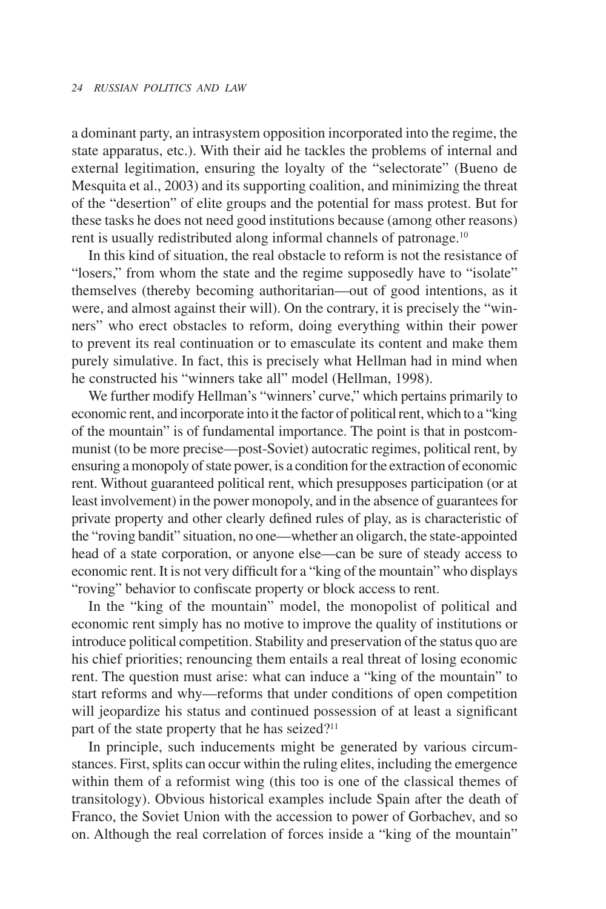a dominant party, an intrasystem opposition incorporated into the regime, the state apparatus, etc.). With their aid he tackles the problems of internal and external legitimation, ensuring the loyalty of the "selectorate" (Bueno de Mesquita et al., 2003) and its supporting coalition, and minimizing the threat of the "desertion" of elite groups and the potential for mass protest. But for these tasks he does not need good institutions because (among other reasons) rent is usually redistributed along informal channels of patronage.[10]

In this kind of situation, the real obstacle to reform is not the resistance of "losers," from whom the state and the regime supposedly have to "isolate" themselves (thereby becoming authoritarian—out of good intentions, as it were, and almost against their will). On the contrary, it is precisely the "winners" who erect obstacles to reform, doing everything within their power to prevent its real continuation or to emasculate its content and make them purely simulative. In fact, this is precisely what Hellman had in mind when he constructed his "winners take all" model (Hellman, 1998).

We further modify Hellman's "winners' curve," which pertains primarily to economic rent, and incorporate into it the factor of political rent, which to a "king of the mountain" is of fundamental importance. The point is that in postcommunist (to be more precise—post-Soviet) autocratic regimes, political rent, by ensuring a monopoly of state power, is a condition for the extraction of economic rent. Without guaranteed political rent, which presupposes participation (or at least involvement) in the power monopoly, and in the absence of guarantees for private property and other clearly defined rules of play, as is characteristic of the "roving bandit" situation, no one—whether an oligarch, the state-appointed head of a state corporation, or anyone else—can be sure of steady access to economic rent. It is not very difficult for a "king of the mountain" who displays "roving" behavior to confiscate property or block access to rent.

In the "king of the mountain" model, the monopolist of political and economic rent simply has no motive to improve the quality of institutions or introduce political competition. Stability and preservation of the status quo are his chief priorities; renouncing them entails a real threat of losing economic rent. The question must arise: what can induce a "king of the mountain" to start reforms and why—reforms that under conditions of open competition will jeopardize his status and continued possession of at least a significant part of the state property that he has seized?[11]

In principle, such inducements might be generated by various circumstances. First, splits can occur within the ruling elites, including the emergence within them of a reformist wing (this too is one of the classical themes of transitology). Obvious historical examples include Spain after the death of Franco, the Soviet Union with the accession to power of Gorbachev, and so on. Although the real correlation of forces inside a "king of the mountain"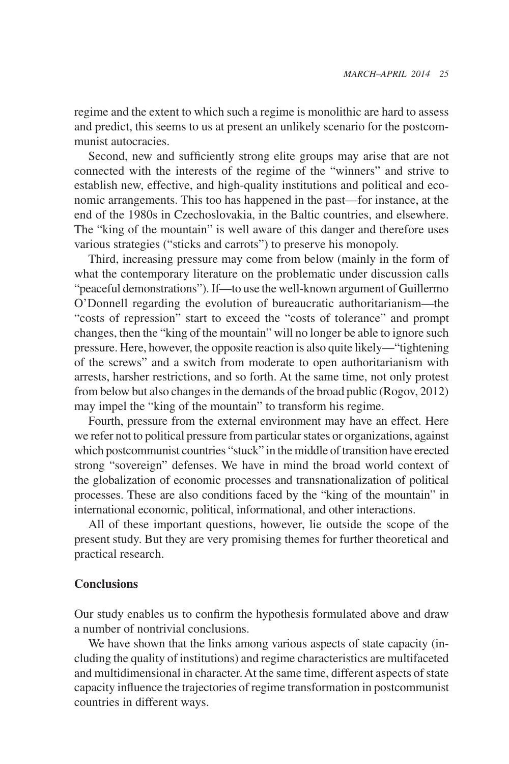regime and the extent to which such a regime is monolithic are hard to assess and predict, this seems to us at present an unlikely scenario for the postcommunist autocracies.

Second, new and sufficiently strong elite groups may arise that are not connected with the interests of the regime of the "winners" and strive to establish new, effective, and high-quality institutions and political and economic arrangements. This too has happened in the past—for instance, at the end of the 1980s in Czechoslovakia, in the Baltic countries, and elsewhere. The "king of the mountain" is well aware of this danger and therefore uses various strategies ("sticks and carrots") to preserve his monopoly.

Third, increasing pressure may come from below (mainly in the form of what the contemporary literature on the problematic under discussion calls "peaceful demonstrations"). If—to use the well-known argument of Guillermo O'Donnell regarding the evolution of bureaucratic authoritarianism—the "costs of repression" start to exceed the "costs of tolerance" and prompt changes, then the "king of the mountain" will no longer be able to ignore such pressure. Here, however, the opposite reaction is also quite likely—"tightening of the screws" and a switch from moderate to open authoritarianism with arrests, harsher restrictions, and so forth. At the same time, not only protest from below but also changes in the demands of the broad public (Rogov, 2012) may impel the "king of the mountain" to transform his regime.

Fourth, pressure from the external environment may have an effect. Here we refer not to political pressure from particular states or organizations, against which postcommunist countries "stuck" in the middle of transition have erected strong "sovereign" defenses. We have in mind the broad world context of the globalization of economic processes and transnationalization of political processes. These are also conditions faced by the "king of the mountain" in international economic, political, informational, and other interactions.

All of these important questions, however, lie outside the scope of the present study. But they are very promising themes for further theoretical and practical research.

## Conclusions

Our study enables us to confirm the hypothesis formulated above and draw a number of nontrivial conclusions.

We have shown that the links among various aspects of state capacity (including the quality of institutions) and regime characteristics are multifaceted and multidimensional in character. At the same time, different aspects of state capacity influence the trajectories of regime transformation in postcommunist countries in different ways.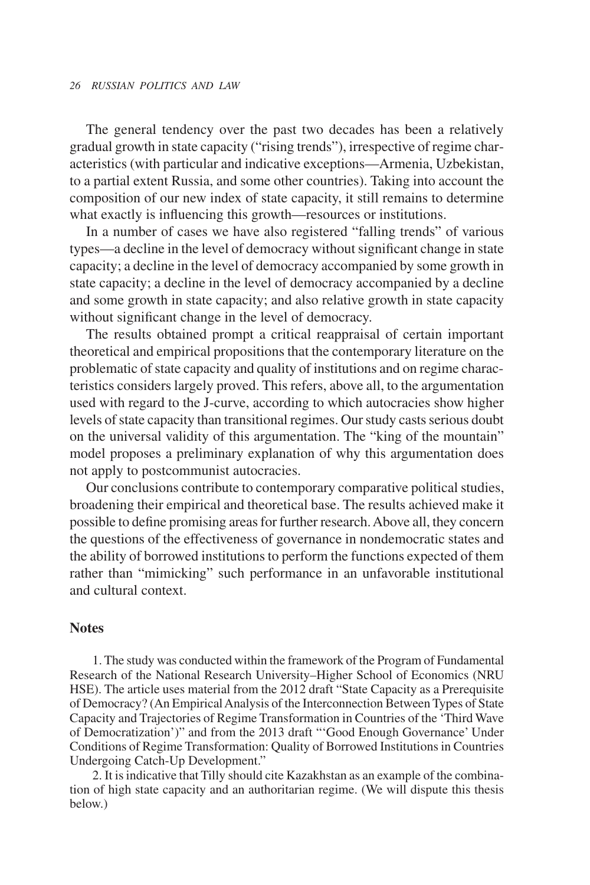The general tendency over the past two decades has been a relatively gradual growth in state capacity (“rising trends”), irrespective of regime characteristics (with particular and indicative exceptions—Armenia, Uzbekistan, to a partial extent Russia, and some other countries). Taking into account the composition of our new index of state capacity, it still remains to determine what exactly is influencing this growth—resources or institutions.

In a number of cases we have also registered “falling trends” of various types—a decline in the level of democracy without significant change in state capacity; a decline in the level of democracy accompanied by some growth in state capacity; a decline in the level of democracy accompanied by a decline and some growth in state capacity; and also relative growth in state capacity without significant change in the level of democracy.

The results obtained prompt a critical reappraisal of certain important theoretical and empirical propositions that the contemporary literature on the problematic of state capacity and quality of institutions and on regime characteristics considers largely proved. This refers, above all, to the argumentation used with regard to the J-curve, according to which autocracies show higher levels of state capacity than transitional regimes. Our study casts serious doubt on the universal validity of this argumentation. The “king of the mountain” model proposes a preliminary explanation of why this argumentation does not apply to postcommunist autocracies.

Our conclusions contribute to contemporary comparative political studies, broadening their empirical and theoretical base. The results achieved make it possible to define promising areas for further research. Above all, they concern the questions of the effectiveness of governance in nondemocratic states and the ability of borrowed institutions to perform the functions expected of them rather than “mimicking” such performance in an unfavorable institutional and cultural context.

## Notes

1. The study was conducted within the framework of the Program of Fundamental Research of the National Research University–Higher School of Economics (NRU HSE). The article uses material from the 2012 draft “State Capacity as a Prerequisite of Democracy? (An Empirical Analysis of the Interconnection Between Types of State Capacity and Trajectories of Regime Transformation in Countries of the ‘Third Wave of Democratization’)” and from the 2013 draft “‘Good Enough Governance’ Under Conditions of Regime Transformation: Quality of Borrowed Institutions in Countries Undergoing Catch-Up Development.”

2. It is indicative that Tilly should cite Kazakhstan as an example of the combination of high state capacity and an authoritarian regime. (We will dispute this thesis below.)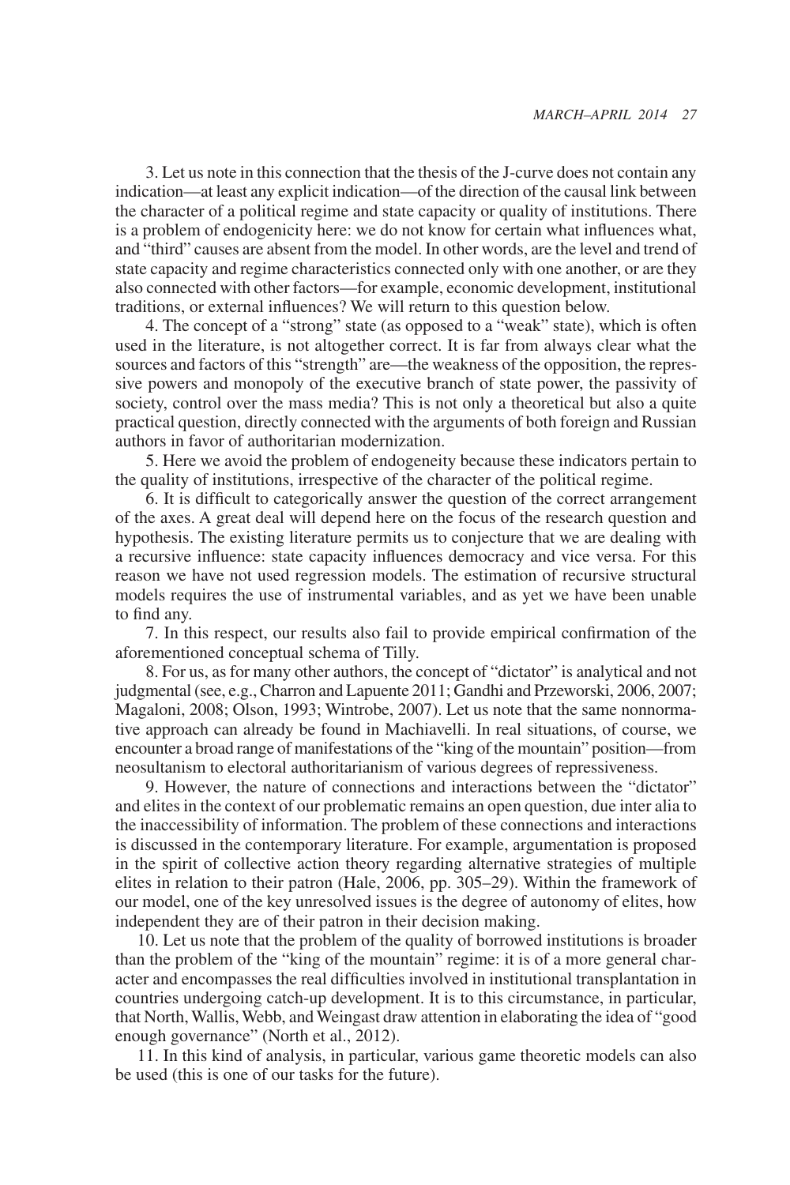3. Let us note in this connection that the thesis of the J-curve does not contain any indication—at least any explicit indication—of the direction of the causal link between the character of a political regime and state capacity or quality of institutions. There is a problem of endogenicity here: we do not know for certain what influences what, and "third" causes are absent from the model. In other words, are the level and trend of state capacity and regime characteristics connected only with one another, or are they also connected with other factors—for example, economic development, institutional traditions, or external influences? We will return to this question below.

4. The concept of a "strong" state (as opposed to a "weak" state), which is often used in the literature, is not altogether correct. It is far from always clear what the sources and factors of this "strength" are—the weakness of the opposition, the repressive powers and monopoly of the executive branch of state power, the passivity of society, control over the mass media? This is not only a theoretical but also a quite practical question, directly connected with the arguments of both foreign and Russian authors in favor of authoritarian modernization.

5. Here we avoid the problem of endogeneity because these indicators pertain to the quality of institutions, irrespective of the character of the political regime.

6. It is difficult to categorically answer the question of the correct arrangement of the axes. A great deal will depend here on the focus of the research question and hypothesis. The existing literature permits us to conjecture that we are dealing with a recursive influence: state capacity influences democracy and vice versa. For this reason we have not used regression models. The estimation of recursive structural models requires the use of instrumental variables, and as yet we have been unable to find any.

7. In this respect, our results also fail to provide empirical confirmation of the aforementioned conceptual schema of Tilly.

8. For us, as for many other authors, the concept of "dictator" is analytical and not judgmental (see, e.g., Charron and Lapuente 2011; Gandhi and Przeworski, 2006, 2007; Magaloni, 2008; Olson, 1993; Wintrobe, 2007). Let us note that the same nonnormative approach can already be found in Machiavelli. In real situations, of course, we encounter a broad range of manifestations of the "king of the mountain" position—from neosultanism to electoral authoritarianism of various degrees of repressiveness.

9. However, the nature of connections and interactions between the "dictator" and elites in the context of our problematic remains an open question, due inter alia to the inaccessibility of information. The problem of these connections and interactions is discussed in the contemporary literature. For example, argumentation is proposed in the spirit of collective action theory regarding alternative strategies of multiple elites in relation to their patron (Hale, 2006, pp. 305–29). Within the framework of our model, one of the key unresolved issues is the degree of autonomy of elites, how independent they are of their patron in their decision making.

10. Let us note that the problem of the quality of borrowed institutions is broader than the problem of the "king of the mountain" regime: it is of a more general character and encompasses the real difficulties involved in institutional transplantation in countries undergoing catch-up development. It is to this circumstance, in particular, that North, Wallis, Webb, and Weingast draw attention in elaborating the idea of "good enough governance" (North et al., 2012).

11. In this kind of analysis, in particular, various game theoretic models can also be used (this is one of our tasks for the future).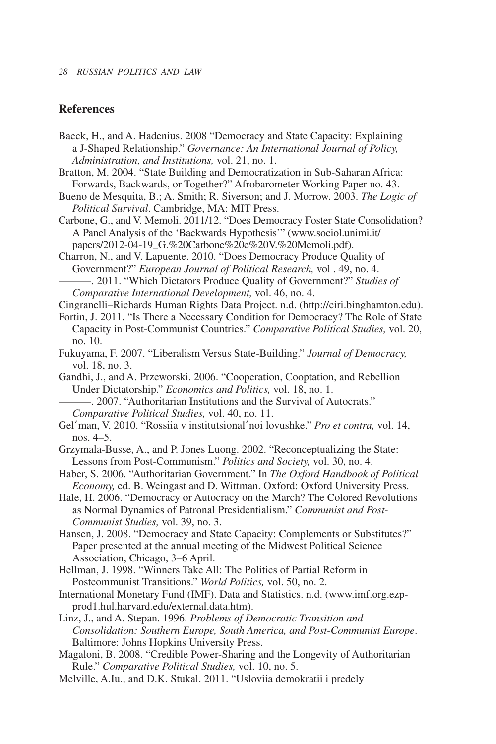## References

Baeck, H., and A. Hadenius. 2008 "Democracy and State Capacity: Explaining a J-Shaped Relationship." *Governance: An International Journal of Policy, Administration, and Institutions,* vol. 21, no. 1.

Bratton, M. 2004. "State Building and Democratization in Sub-Saharan Africa: Forwards, Backwards, or Together?" Afrobarometer Working Paper no. 43.

Bueno de Mesquita, B.; A. Smith; R. Siverson; and J. Morrow. 2003. *The Logic of Political Survival*. Cambridge, MA: MIT Press.

Carbone, G., and V. Memoli. 2011/12. "Does Democracy Foster State Consolidation? A Panel Analysis of the 'Backwards Hypothesis'" (www.sociol.unimi.it/papers/2012-04-19_G.%20Carbone%20e%20V.%20Memoli.pdf).

Charron, N., and V. Lapuente. 2010. "Does Democracy Produce Quality of Government?" *European Journal of Political Research,* vol . 49, no. 4.

———. 2011. "Which Dictators Produce Quality of Government?" *Studies of Comparative International Development,* vol. 46, no. 4.

Cingranelli–Richards Human Rights Data Project. n.d. (http://ciri.binghamton.edu).

Fortin, J. 2011. "Is There a Necessary Condition for Democracy? The Role of State Capacity in Post-Communist Countries." *Comparative Political Studies,* vol. 20, no. 10.

Fukuyama, F. 2007. "Liberalism Versus State-Building." *Journal of Democracy,* vol. 18, no. 3.

Gandhi, J., and A. Przeworski. 2006. "Cooperation, Cooptation, and Rebellion Under Dictatorship." *Economics and Politics,* vol. 18, no. 1.

———. 2007. "Authoritarian Institutions and the Survival of Autocrats." *Comparative Political Studies,* vol. 40, no. 11.

Gel′man, V. 2010. "Rossiia v institutsional′noi lovushke." *Pro et contra,* vol. 14, nos. 4–5.

Grzymala-Busse, A., and P. Jones Luong. 2002. "Reconceptualizing the State: Lessons from Post-Communism." *Politics and Society,* vol. 30, no. 4.

Haber, S. 2006. "Authoritarian Government." In *The Oxford Handbook of Political Economy,* ed. B. Weingast and D. Wittman. Oxford: Oxford University Press.

Hale, H. 2006. "Democracy or Autocracy on the March? The Colored Revolutions as Normal Dynamics of Patronal Presidentialism." *Communist and Post-Communist Studies,* vol. 39, no. 3.

Hansen, J. 2008. "Democracy and State Capacity: Complements or Substitutes?" Paper presented at the annual meeting of the Midwest Political Science Association, Chicago, 3–6 April.

Hellman, J. 1998. "Winners Take All: The Politics of Partial Reform in Postcommunist Transitions." *World Politics,* vol. 50, no. 2.

International Monetary Fund (IMF). Data and Statistics. n.d. (www.imf.org.ezp-prod1.hul.harvard.edu/external.data.htm).

Linz, J., and A. Stepan. 1996. *Problems of Democratic Transition and Consolidation: Southern Europe, South America, and Post-Communist Europe*. Baltimore: Johns Hopkins University Press.

Magaloni, B. 2008. "Credible Power-Sharing and the Longevity of Authoritarian Rule." *Comparative Political Studies,* vol. 10, no. 5.

Melville, A.Iu., and D.K. Stukal. 2011. "Usloviia demokratii i predely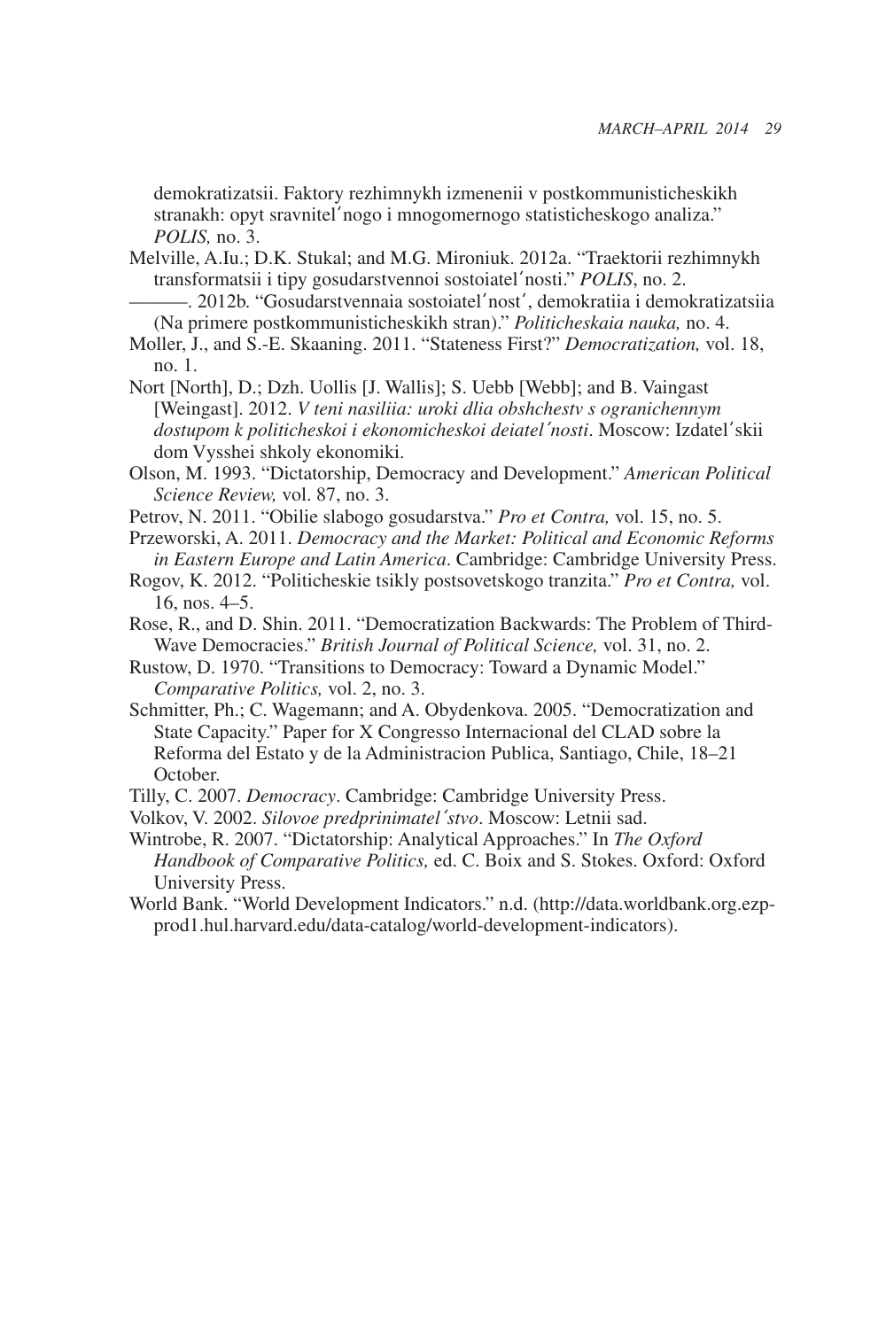demokratizatsii. Faktory rezhimnykh izmenenii v postkommunisticheskikh stranakh: opyt sravnitel´nogo i mnogomernogo statisticheskogo analiza." *POLIS,* no. 3.

Melville, A.Iu.; D.K. Stukal; and M.G. Mironiuk. 2012a. "Traektorii rezhimnykh transformatsii i tipy gosudarstvennoi sostoiatel´nosti." *POLIS*, no. 2.

———. 2012b. "Gosudarstvennaia sostoiatel´nost´, demokratiia i demokratizatsiia (Na primere postkommunisticheskikh stran)." *Politicheskaia nauka,* no. 4.

Moller, J., and S.-E. Skaaning. 2011. "Stateness First?" *Democratization,* vol. 18, no. 1.

Nort [North], D.; Dzh. Uollis [J. Wallis]; S. Uebb [Webb]; and B. Vaingast [Weingast]. 2012. *V teni nasiliia: uroki dlia obshchestv s ogranichennym dostupom k politicheskoi i ekonomicheskoi deiatel´nosti*. Moscow: Izdatel´skii dom Vysshei shkoly ekonomiki.

Olson, M. 1993. "Dictatorship, Democracy and Development." *American Political Science Review,* vol. 87, no. 3.

Petrov, N. 2011. "Obilie slabogo gosudarstva." *Pro et Contra,* vol. 15, no. 5.

Przeworski, A. 2011. *Democracy and the Market: Political and Economic Reforms in Eastern Europe and Latin America*. Cambridge: Cambridge University Press.

Rogov, K. 2012. "Politicheskie tsikly postsovetskogo tranzita." *Pro et Contra,* vol. 16, nos. 4–5.

Rose, R., and D. Shin. 2011. "Democratization Backwards: The Problem of Third-Wave Democracies." *British Journal of Political Science,* vol. 31, no. 2.

Rustow, D. 1970. "Transitions to Democracy: Toward a Dynamic Model." *Comparative Politics,* vol. 2, no. 3.

Schmitter, Ph.; C. Wagemann; and A. Obydenkova. 2005. "Democratization and State Capacity." Paper for X Congresso Internacional del CLAD sobre la Reforma del Estato y de la Administracion Publica, Santiago, Chile, 18–21 October.

Tilly, C. 2007. *Democracy*. Cambridge: Cambridge University Press.

Volkov, V. 2002. *Silovoe predprinimatel´stvo*. Moscow: Letnii sad.

Wintrobe, R. 2007. "Dictatorship: Analytical Approaches." In *The Oxford Handbook of Comparative Politics,* ed. C. Boix and S. Stokes. Oxford: Oxford University Press.

World Bank. "World Development Indicators." n.d. (http://data.worldbank.org.ezp-prod1.hul.harvard.edu/data-catalog/world-development-indicators).